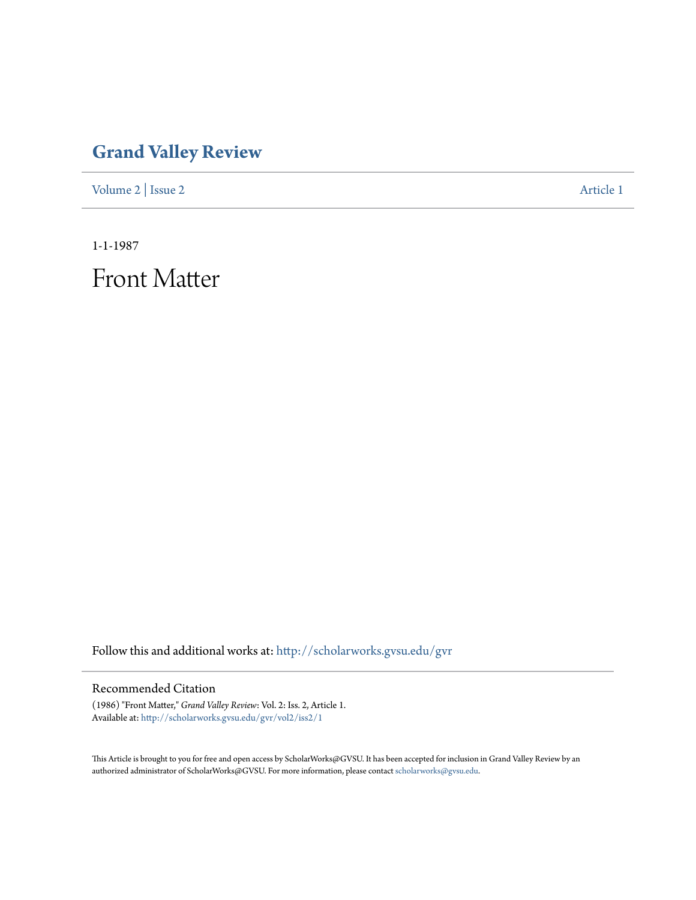# Grand Valley Review

Volume 2 | Issue 2 Article 1

1-1-1987

# Front Matter

Follow this and additional works at: http://scholarworks.gvsu.edu/gvr

## Recommended Citation

(1986) "Front Matter," *Grand Valley Review*: Vol. 2: Iss. 2, Article 1.
Available at: http://scholarworks.gvsu.edu/gvr/vol2/iss2/1

This Article is brought to you for free and open access by ScholarWorks@GVSU. It has been accepted for inclusion in Grand Valley Review by an authorized administrator of ScholarWorks@GVSU. For more information, please contact scholarworks@gvsu.edu.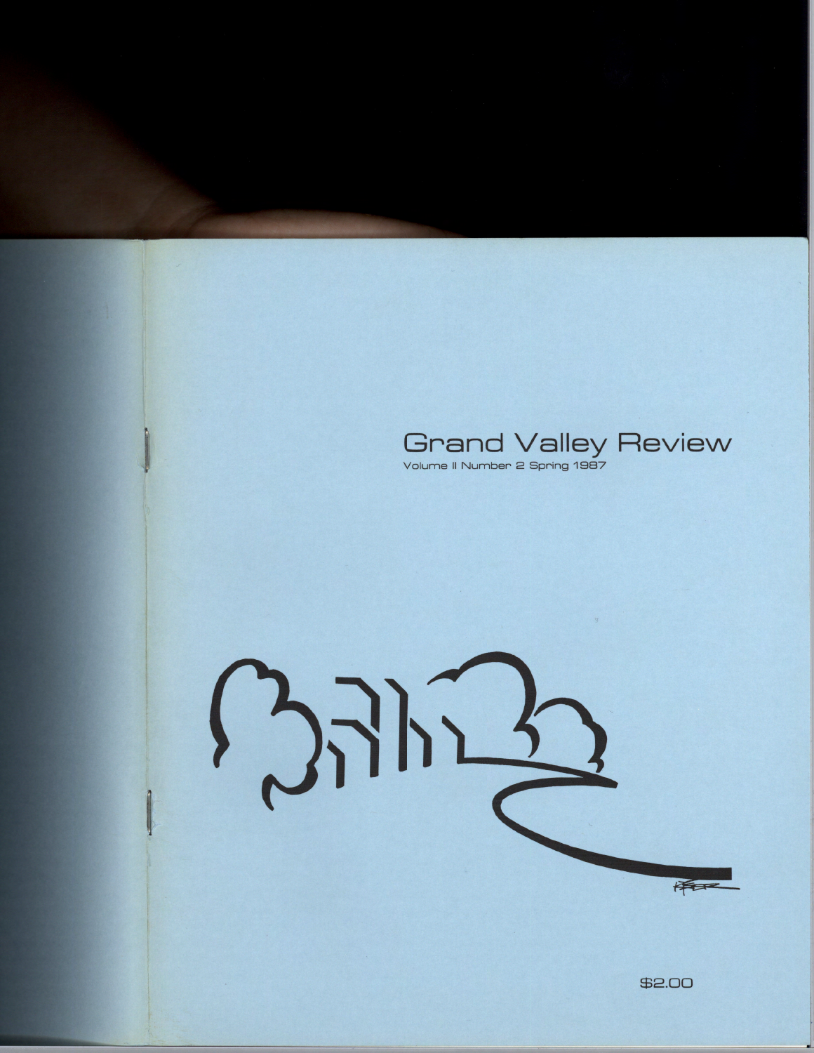# Grand Valley Review

Volume II Number 2 Spring 1987

$2.00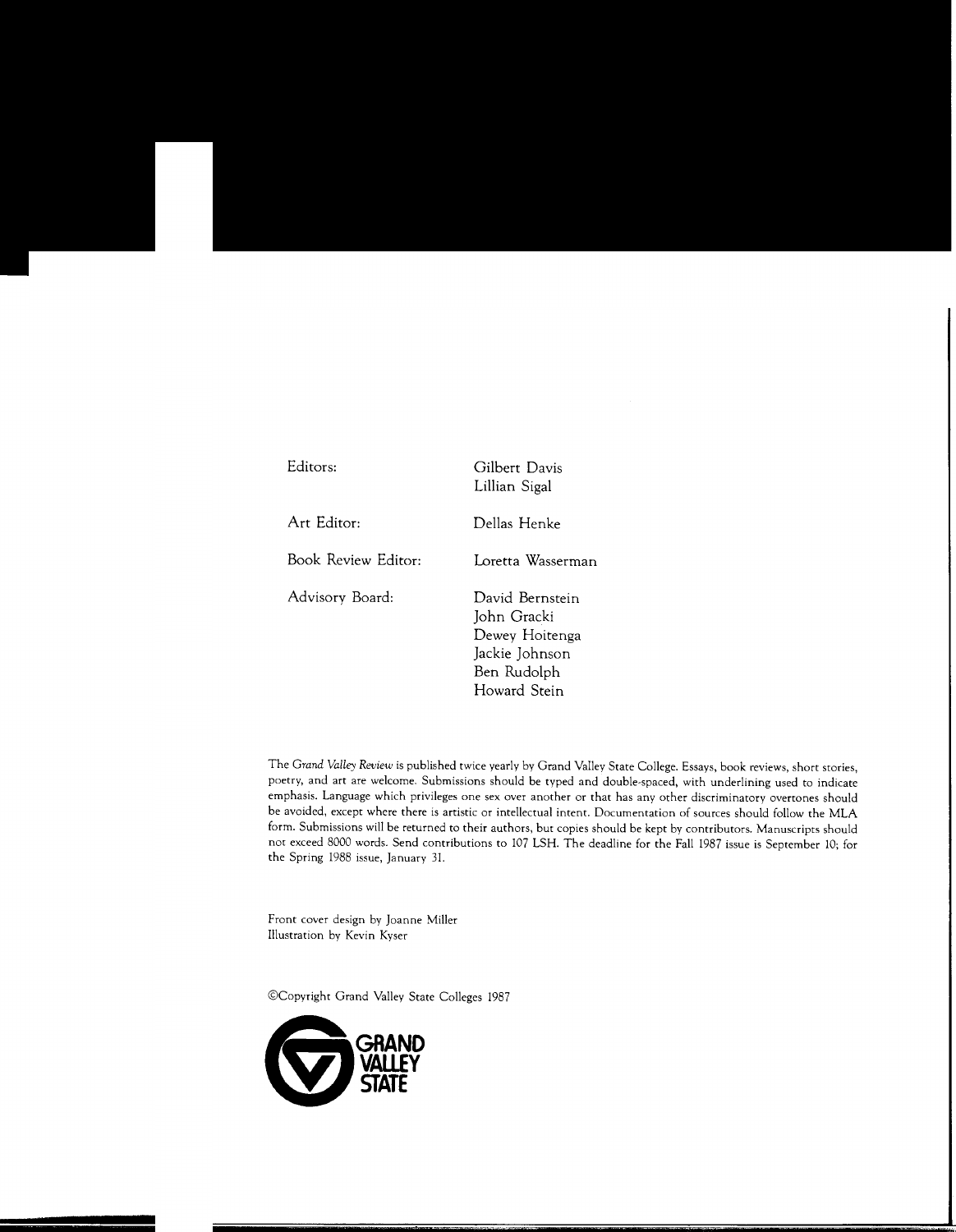| | |
|---|---|
| Editors: | Gilbert Davis<br>Lillian Sigal |
| Art Editor: | Dellas Henke |
| Book Review Editor: | Loretta Wasserman |
| Advisory Board: | David Bernstein<br>John Gracki<br>Dewey Hoitenga<br>Jackie Johnson<br>Ben Rudolph<br>Howard Stein |

The *Grand Valley Review* is published twice yearly by Grand Valley State College. Essays, book reviews, short stories, poetry, and art are welcome. Submissions should be typed and double-spaced, with underlining used to indicate emphasis. Language which privileges one sex over another or that has any other discriminatory overtones should be avoided, except where there is artistic or intellectual intent. Documentation of sources should follow the MLA form. Submissions will be returned to their authors, but copies should be kept by contributors. Manuscripts should not exceed 8000 words. Send contributions to 107 LSH. The deadline for the Fall 1987 issue is September 10; for the Spring 1988 issue, January 31.

Front cover design by Joanne Miller
Illustration by Kevin Kyser

©Copyright Grand Valley State Colleges 1987

GRAND VALLEY STATE